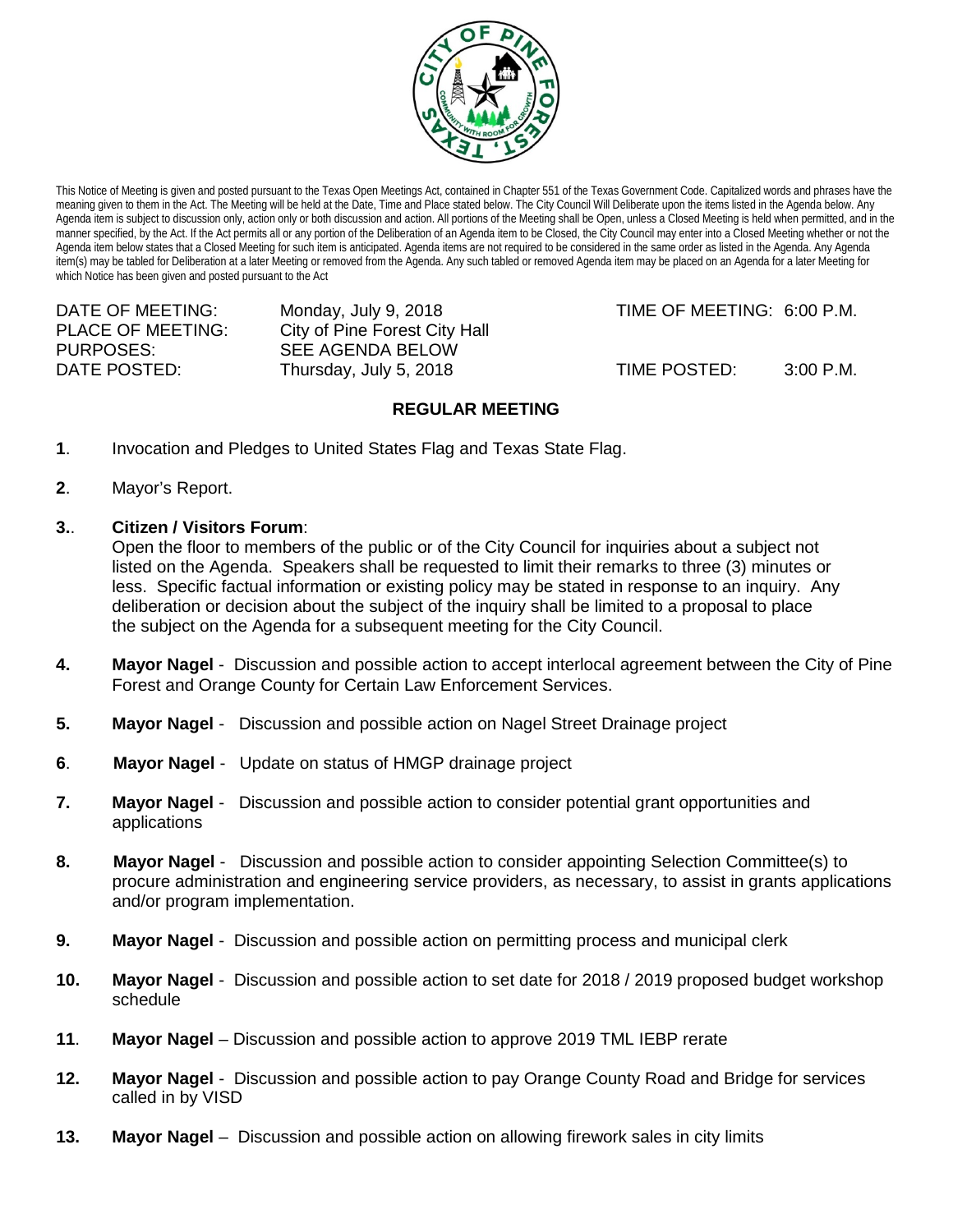This Notice of Meeting is given and posted pursuant to the Texas Open Meetings Act, contained in Chapter 551 of the Texas Government Code. Capitalized words and phrases have the meaning given to them in the Act. The Meeting will be held at the Date, Time and Place stated below. The City Council Will Deliberate upon the items listed in the Agenda below. Any Agenda item is subject to discussion only, action only or both discussion and action. All portions of the Meeting shall be Open, unless a Closed Meeting is held when permitted, and in the manner specified, by the Act. If the Act permits all or any portion of the Deliberation of an Agenda item to be Closed, the City Council may enter into a Closed Meeting whether or not the Agenda item below states that a Closed Meeting for such item is anticipated. Agenda items are not required to be considered in the same order as listed in the Agenda. Any Agenda item(s) may be tabled for Deliberation at a later Meeting or removed from the Agenda. Any such tabled or removed Agenda item may be placed on an Agenda for a later Meeting for which Notice has been given and posted pursuant to the Act

DATE OF MEETING: Monday, July 9, 2018 TIME OF MEETING: 6:00 P.M.
PLACE OF MEETING: City of Pine Forest City Hall
PURPOSES: SEE AGENDA BELOW
DATE POSTED: Thursday, July 5, 2018 TIME POSTED: 3:00 P.M.

## REGULAR MEETING

**1**. Invocation and Pledges to United States Flag and Texas State Flag.

**2**. Mayor's Report.

**3.**. **Citizen / Visitors Forum**:
Open the floor to members of the public or of the City Council for inquiries about a subject not listed on the Agenda. Speakers shall be requested to limit their remarks to three (3) minutes or less. Specific factual information or existing policy may be stated in response to an inquiry. Any deliberation or decision about the subject of the inquiry shall be limited to a proposal to place the subject on the Agenda for a subsequent meeting for the City Council.

**4.** **Mayor Nagel** - Discussion and possible action to accept interlocal agreement between the City of Pine Forest and Orange County for Certain Law Enforcement Services.

**5.** **Mayor Nagel** - Discussion and possible action on Nagel Street Drainage project

**6**. **Mayor Nagel** - Update on status of HMGP drainage project

**7.** **Mayor Nagel** - Discussion and possible action to consider potential grant opportunities and applications

**8.** **Mayor Nagel** - Discussion and possible action to consider appointing Selection Committee(s) to procure administration and engineering service providers, as necessary, to assist in grants applications and/or program implementation.

**9.** **Mayor Nagel** - Discussion and possible action on permitting process and municipal clerk

**10.** **Mayor Nagel** - Discussion and possible action to set date for 2018 / 2019 proposed budget workshop schedule

**11**. **Mayor Nagel** – Discussion and possible action to approve 2019 TML IEBP rerate

**12.** **Mayor Nagel** - Discussion and possible action to pay Orange County Road and Bridge for services called in by VISD

**13.** **Mayor Nagel** – Discussion and possible action on allowing firework sales in city limits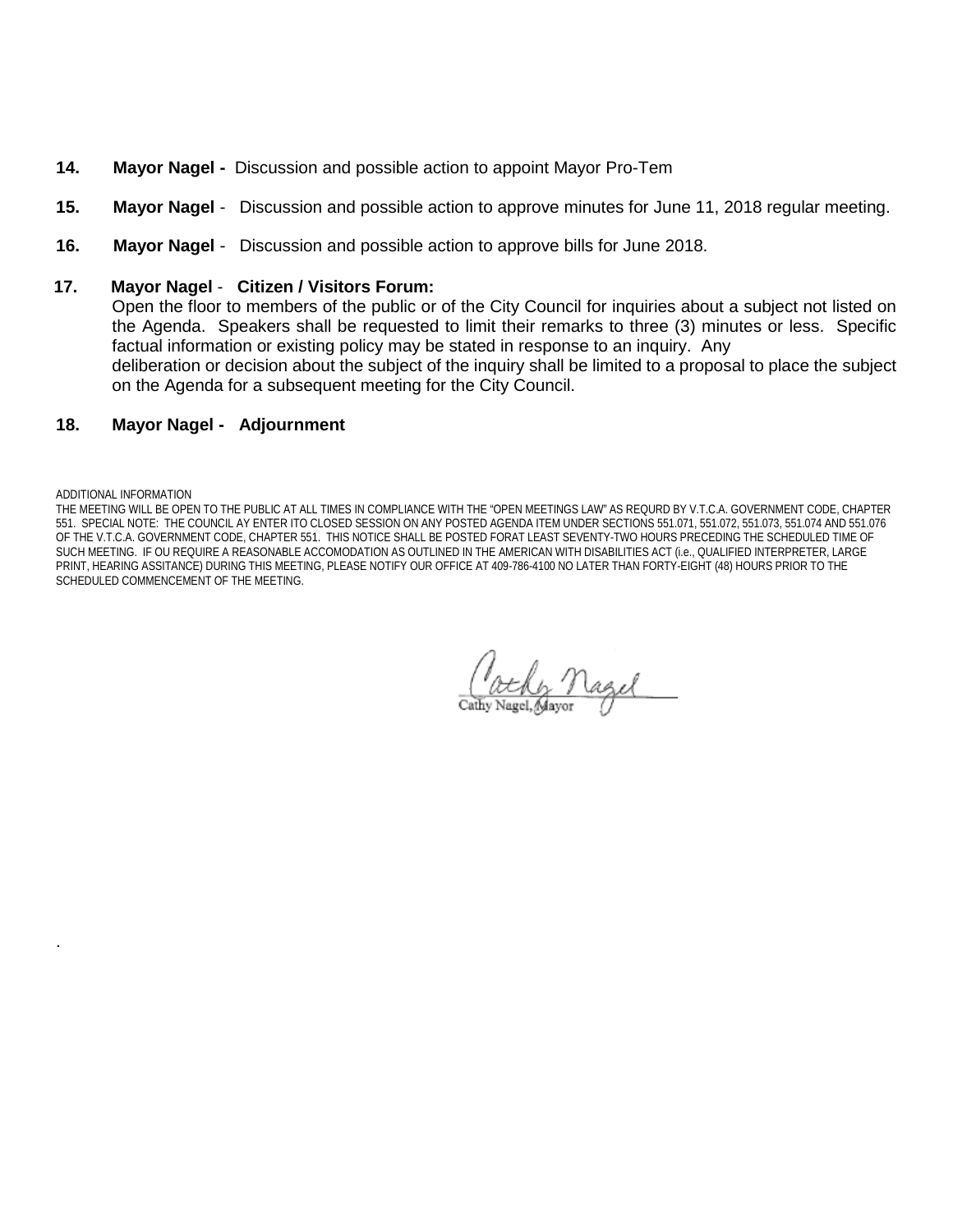**14. Mayor Nagel -** Discussion and possible action to appoint Mayor Pro-Tem

**15. Mayor Nagel** - Discussion and possible action to approve minutes for June 11, 2018 regular meeting.

**16. Mayor Nagel** - Discussion and possible action to approve bills for June 2018.

**17. Mayor Nagel** - **Citizen / Visitors Forum:**
Open the floor to members of the public or of the City Council for inquiries about a subject not listed on the Agenda. Speakers shall be requested to limit their remarks to three (3) minutes or less. Specific factual information or existing policy may be stated in response to an inquiry. Any deliberation or decision about the subject of the inquiry shall be limited to a proposal to place the subject on the Agenda for a subsequent meeting for the City Council.

**18. Mayor Nagel - Adjournment**

ADDITIONAL INFORMATION

THE MEETING WILL BE OPEN TO THE PUBLIC AT ALL TIMES IN COMPLIANCE WITH THE "OPEN MEETINGS LAW" AS REQURD BY V.T.C.A. GOVERNMENT CODE, CHAPTER 551. SPECIAL NOTE: THE COUNCIL AY ENTER ITO CLOSED SESSION ON ANY POSTED AGENDA ITEM UNDER SECTIONS 551.071, 551.072, 551.073, 551.074 AND 551.076 OF THE V.T.C.A. GOVERNMENT CODE, CHAPTER 551. THIS NOTICE SHALL BE POSTED FORAT LEAST SEVENTY-TWO HOURS PRECEDING THE SCHEDULED TIME OF SUCH MEETING. IF OU REQUIRE A REASONABLE ACCOMODATION AS OUTLINED IN THE AMERICAN WITH DISABILITIES ACT (i.e., QUALIFIED INTERPRETER, LARGE PRINT, HEARING ASSITANCE) DURING THIS MEETING, PLEASE NOTIFY OUR OFFICE AT 409-786-4100 NO LATER THAN FORTY-EIGHT (48) HOURS PRIOR TO THE SCHEDULED COMMENCEMENT OF THE MEETING.

Cathy Nagel

Cathy Nagel, Mayor

.